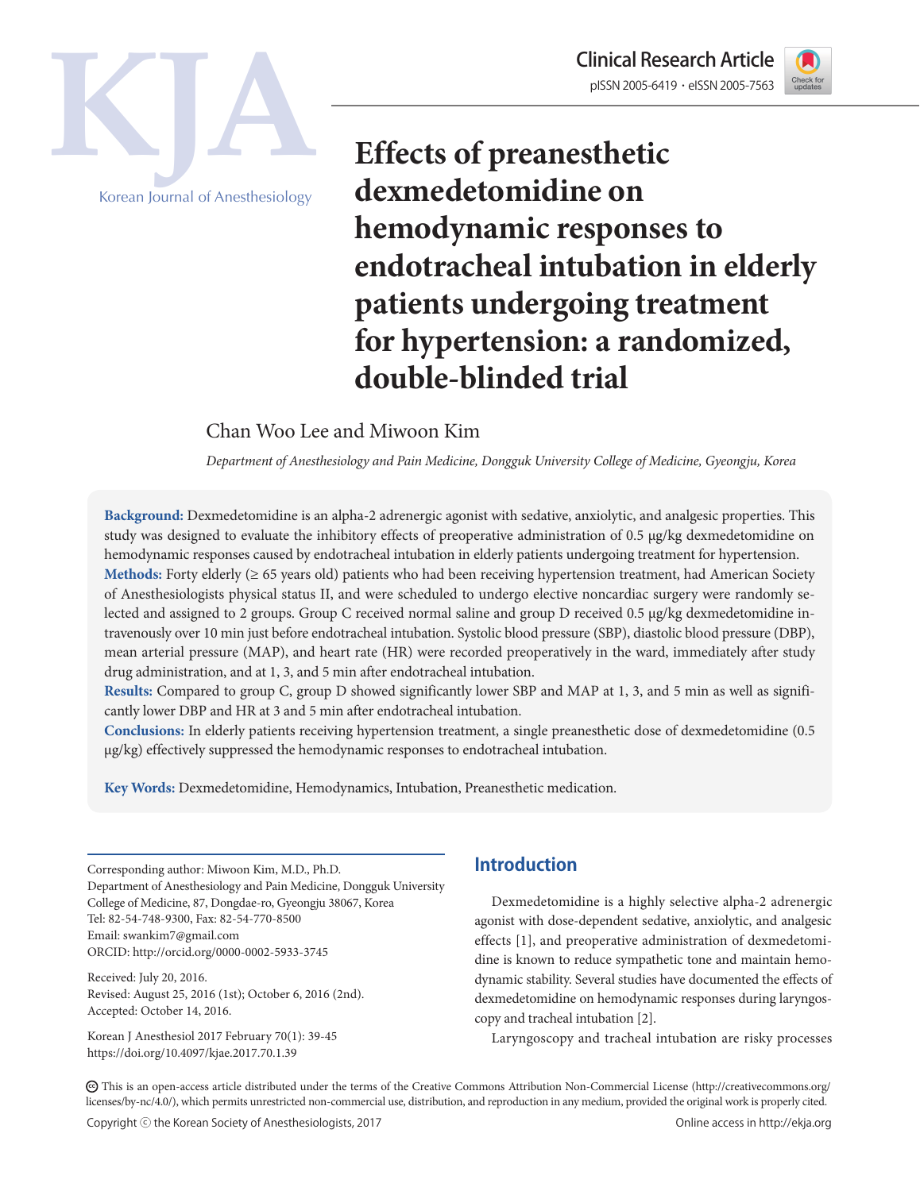Clinical Research Article

pISSN 2005-6419 • eISSN 2005-7563

KJA

Korean Journal of Anesthesiology

# Effects of preanesthetic dexmedetomidine on hemodynamic responses to endotracheal intubation in elderly patients undergoing treatment for hypertension: a randomized, double-blinded trial

Chan Woo Lee and Miwoon Kim

*Department of Anesthesiology and Pain Medicine, Dongguk University College of Medicine, Gyeongju, Korea*

**Background:** Dexmedetomidine is an alpha-2 adrenergic agonist with sedative, anxiolytic, and analgesic properties. This study was designed to evaluate the inhibitory effects of preoperative administration of 0.5 μg/kg dexmedetomidine on hemodynamic responses caused by endotracheal intubation in elderly patients undergoing treatment for hypertension.

**Methods:** Forty elderly (≥ 65 years old) patients who had been receiving hypertension treatment, had American Society of Anesthesiologists physical status II, and were scheduled to undergo elective noncardiac surgery were randomly selected and assigned to 2 groups. Group C received normal saline and group D received 0.5 μg/kg dexmedetomidine intravenously over 10 min just before endotracheal intubation. Systolic blood pressure (SBP), diastolic blood pressure (DBP), mean arterial pressure (MAP), and heart rate (HR) were recorded preoperatively in the ward, immediately after study drug administration, and at 1, 3, and 5 min after endotracheal intubation.

**Results:** Compared to group C, group D showed significantly lower SBP and MAP at 1, 3, and 5 min as well as significantly lower DBP and HR at 3 and 5 min after endotracheal intubation.

**Conclusions:** In elderly patients receiving hypertension treatment, a single preanesthetic dose of dexmedetomidine (0.5 μg/kg) effectively suppressed the hemodynamic responses to endotracheal intubation.

**Key Words:** Dexmedetomidine, Hemodynamics, Intubation, Preanesthetic medication.

Corresponding author: Miwoon Kim, M.D., Ph.D.
Department of Anesthesiology and Pain Medicine, Dongguk University College of Medicine, 87, Dongdae-ro, Gyeongju 38067, Korea
Tel: 82-54-748-9300, Fax: 82-54-770-8500
Email: swankim7@gmail.com
ORCID: http://orcid.org/0000-0002-5933-3745

Received: July 20, 2016.
Revised: August 25, 2016 (1st); October 6, 2016 (2nd).
Accepted: October 14, 2016.

Korean J Anesthesiol 2017 February 70(1): 39-45
https://doi.org/10.4097/kjae.2017.70.1.39

## Introduction

Dexmedetomidine is a highly selective alpha-2 adrenergic agonist with dose-dependent sedative, anxiolytic, and analgesic effects [1], and preoperative administration of dexmedetomidine is known to reduce sympathetic tone and maintain hemodynamic stability. Several studies have documented the effects of dexmedetomidine on hemodynamic responses during laryngoscopy and tracheal intubation [2].

Laryngoscopy and tracheal intubation are risky processes

This is an open-access article distributed under the terms of the Creative Commons Attribution Non-Commercial License (http://creativecommons.org/licenses/by-nc/4.0/), which permits unrestricted non-commercial use, distribution, and reproduction in any medium, provided the original work is properly cited.

Copyright ⓒ the Korean Society of Anesthesiologists, 2017

Online access in http://ekja.org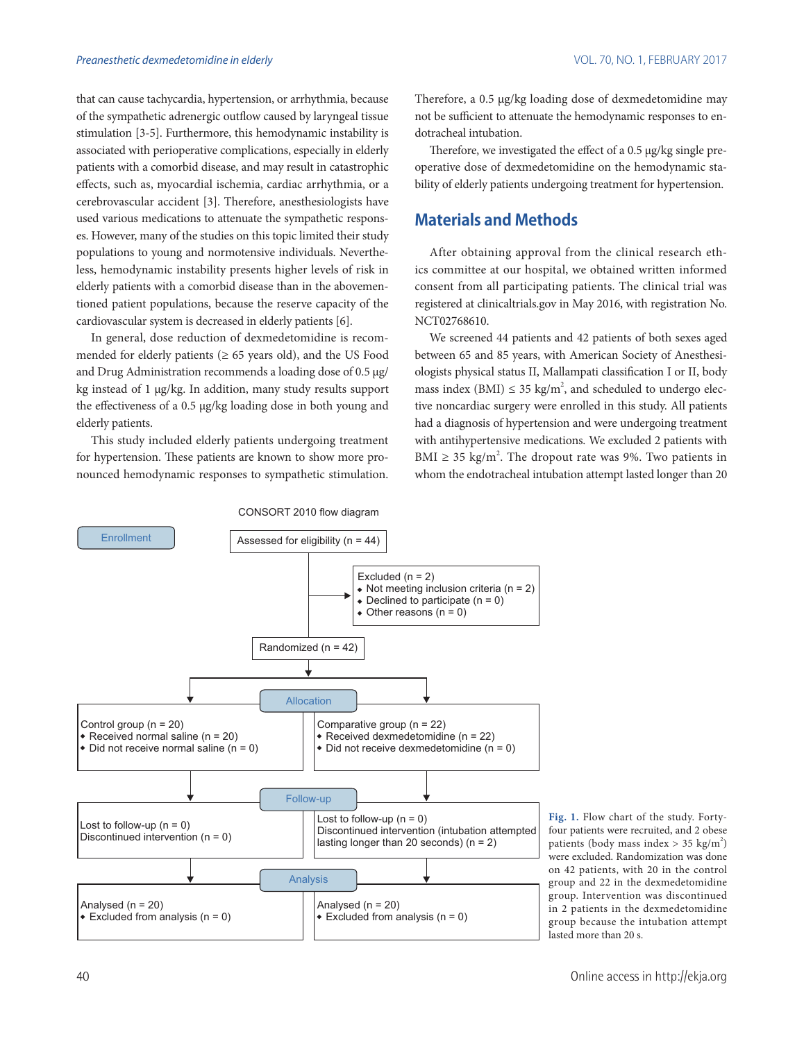that can cause tachycardia, hypertension, or arrhythmia, because of the sympathetic adrenergic outflow caused by laryngeal tissue stimulation [3-5]. Furthermore, this hemodynamic instability is associated with perioperative complications, especially in elderly patients with a comorbid disease, and may result in catastrophic effects, such as, myocardial ischemia, cardiac arrhythmia, or a cerebrovascular accident [3]. Therefore, anesthesiologists have used various medications to attenuate the sympathetic responses. However, many of the studies on this topic limited their study populations to young and normotensive individuals. Nevertheless, hemodynamic instability presents higher levels of risk in elderly patients with a comorbid disease than in the abovementioned patient populations, because the reserve capacity of the cardiovascular system is decreased in elderly patients [6].

In general, dose reduction of dexmedetomidine is recommended for elderly patients (≥ 65 years old), and the US Food and Drug Administration recommends a loading dose of 0.5 μg/kg instead of 1 μg/kg. In addition, many study results support the effectiveness of a 0.5 μg/kg loading dose in both young and elderly patients.

This study included elderly patients undergoing treatment for hypertension. These patients are known to show more pronounced hemodynamic responses to sympathetic stimulation. Therefore, a 0.5 μg/kg loading dose of dexmedetomidine may not be sufficient to attenuate the hemodynamic responses to endotracheal intubation.

Therefore, we investigated the effect of a 0.5 μg/kg single preoperative dose of dexmedetomidine on the hemodynamic stability of elderly patients undergoing treatment for hypertension.

## Materials and Methods

After obtaining approval from the clinical research ethics committee at our hospital, we obtained written informed consent from all participating patients. The clinical trial was registered at clinicaltrials.gov in May 2016, with registration No. NCT02768610.

We screened 44 patients and 42 patients of both sexes aged between 65 and 85 years, with American Society of Anesthesiologists physical status II, Mallampati classification I or II, body mass index (BMI) ≤ 35 kg/m$^2$, and scheduled to undergo elective noncardiac surgery were enrolled in this study. All patients had a diagnosis of hypertension and were undergoing treatment with antihypertensive medications. We excluded 2 patients with BMI ≥ 35 kg/m$^2$. The dropout rate was 9%. Two patients in whom the endotracheal intubation attempt lasted longer than 20

CONSORT 2010 flow diagram

**Enrollment**

Assessed for eligibility (n = 44)

Excluded (n = 2)
- Not meeting inclusion criteria (n = 2)
- Declined to participate (n = 0)
- Other reasons (n = 0)

Randomized (n = 42)

**Allocation**

Control group (n = 20)
- Received normal saline (n = 20)
- Did not receive normal saline (n = 0)

Comparative group (n = 22)
- Received dexmedetomidine (n = 22)
- Did not receive dexmedetomidine (n = 0)

**Follow-up**

Lost to follow-up (n = 0)
Discontinued intervention (n = 0)

Lost to follow-up (n = 0)
Discontinued intervention (intubation attempted lasting longer than 20 seconds) (n = 2)

**Analysis**

Analysed (n = 20)
- Excluded from analysis (n = 0)

Analysed (n = 20)
- Excluded from analysis (n = 0)

**Fig. 1.** Flow chart of the study. Forty-four patients were recruited, and 2 obese patients (body mass index > 35 kg/m$^2$) were excluded. Randomization was done on 42 patients, with 20 in the control group and 22 in the dexmedetomidine group. Intervention was discontinued in 2 patients in the dexmedetomidine group because the intubation attempt lasted more than 20 s.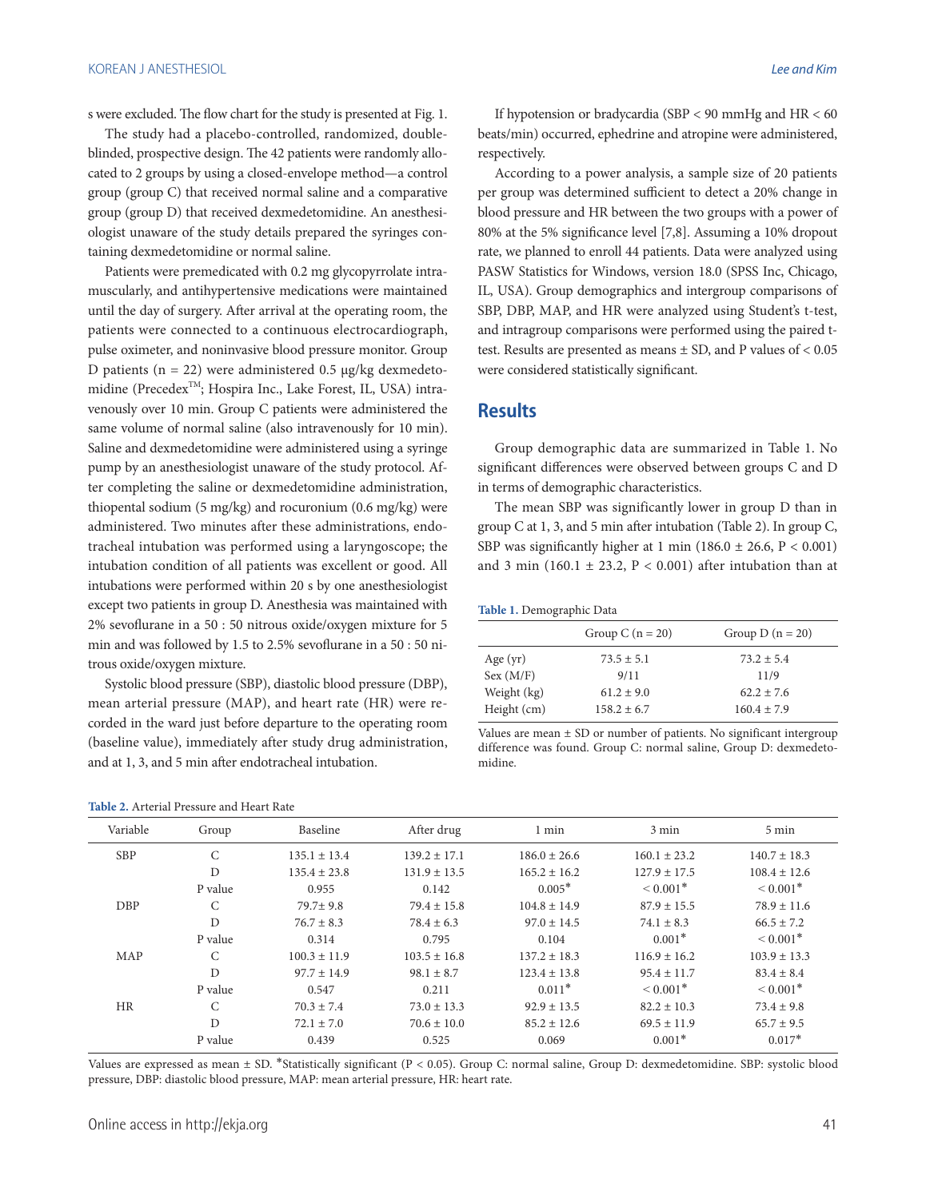s were excluded. The flow chart for the study is presented at Fig. 1.

The study had a placebo-controlled, randomized, double-blinded, prospective design. The 42 patients were randomly allocated to 2 groups by using a closed-envelope method—a control group (group C) that received normal saline and a comparative group (group D) that received dexmedetomidine. An anesthesiologist unaware of the study details prepared the syringes containing dexmedetomidine or normal saline.

Patients were premedicated with 0.2 mg glycopyrrolate intramuscularly, and antihypertensive medications were maintained until the day of surgery. After arrival at the operating room, the patients were connected to a continuous electrocardiograph, pulse oximeter, and noninvasive blood pressure monitor. Group D patients (n = 22) were administered 0.5 μg/kg dexmedetomidine (Precedex™; Hospira Inc., Lake Forest, IL, USA) intravenously over 10 min. Group C patients were administered the same volume of normal saline (also intravenously for 10 min). Saline and dexmedetomidine were administered using a syringe pump by an anesthesiologist unaware of the study protocol. After completing the saline or dexmedetomidine administration, thiopental sodium (5 mg/kg) and rocuronium (0.6 mg/kg) were administered. Two minutes after these administrations, endotracheal intubation was performed using a laryngoscope; the intubation condition of all patients was excellent or good. All intubations were performed within 20 s by one anesthesiologist except two patients in group D. Anesthesia was maintained with 2% sevoflurane in a 50 : 50 nitrous oxide/oxygen mixture for 5 min and was followed by 1.5 to 2.5% sevoflurane in a 50 : 50 nitrous oxide/oxygen mixture.

Systolic blood pressure (SBP), diastolic blood pressure (DBP), mean arterial pressure (MAP), and heart rate (HR) were recorded in the ward just before departure to the operating room (baseline value), immediately after study drug administration, and at 1, 3, and 5 min after endotracheal intubation.

If hypotension or bradycardia (SBP < 90 mmHg and HR < 60 beats/min) occurred, ephedrine and atropine were administered, respectively.

According to a power analysis, a sample size of 20 patients per group was determined sufficient to detect a 20% change in blood pressure and HR between the two groups with a power of 80% at the 5% significance level [7,8]. Assuming a 10% dropout rate, we planned to enroll 44 patients. Data were analyzed using PASW Statistics for Windows, version 18.0 (SPSS Inc, Chicago, IL, USA). Group demographics and intergroup comparisons of SBP, DBP, MAP, and HR were analyzed using Student's t-test, and intragroup comparisons were performed using the paired t-test. Results are presented as means ± SD, and P values of < 0.05 were considered statistically significant.

## Results

Group demographic data are summarized in Table 1. No significant differences were observed between groups C and D in terms of demographic characteristics.

The mean SBP was significantly lower in group D than in group C at 1, 3, and 5 min after intubation (Table 2). In group C, SBP was significantly higher at 1 min (186.0 ± 26.6, P < 0.001) and 3 min (160.1 ± 23.2, P < 0.001) after intubation than at

**Table 1.** Demographic Data

| | Group C (n = 20) | Group D (n = 20) |
|---|---|---|
| Age (yr) | 73.5 ± 5.1 | 73.2 ± 5.4 |
| Sex (M/F) | 9/11 | 11/9 |
| Weight (kg) | 61.2 ± 9.0 | 62.2 ± 7.6 |
| Height (cm) | 158.2 ± 6.7 | 160.4 ± 7.9 |

Values are mean ± SD or number of patients. No significant intergroup difference was found. Group C: normal saline, Group D: dexmedetomidine.

**Table 2.** Arterial Pressure and Heart Rate

| Variable | Group | Baseline | After drug | 1 min | 3 min | 5 min |
|---|---|---|---|---|---|---|
| SBP | C | 135.1 ± 13.4 | 139.2 ± 17.1 | 186.0 ± 26.6 | 160.1 ± 23.2 | 140.7 ± 18.3 |
| | D | 135.4 ± 23.8 | 131.9 ± 13.5 | 165.2 ± 16.2 | 127.9 ± 17.5 | 108.4 ± 12.6 |
| | P value | 0.955 | 0.142 | 0.005* | < 0.001* | < 0.001* |
| DBP | C | 79.7± 9.8 | 79.4 ± 15.8 | 104.8 ± 14.9 | 87.9 ± 15.5 | 78.9 ± 11.6 |
| | D | 76.7 ± 8.3 | 78.4 ± 6.3 | 97.0 ± 14.5 | 74.1 ± 8.3 | 66.5 ± 7.2 |
| | P value | 0.314 | 0.795 | 0.104 | 0.001* | < 0.001* |
| MAP | C | 100.3 ± 11.9 | 103.5 ± 16.8 | 137.2 ± 18.3 | 116.9 ± 16.2 | 103.9 ± 13.3 |
| | D | 97.7 ± 14.9 | 98.1 ± 8.7 | 123.4 ± 13.8 | 95.4 ± 11.7 | 83.4 ± 8.4 |
| | P value | 0.547 | 0.211 | 0.011* | < 0.001* | < 0.001* |
| HR | C | 70.3 ± 7.4 | 73.0 ± 13.3 | 92.9 ± 13.5 | 82.2 ± 10.3 | 73.4 ± 9.8 |
| | D | 72.1 ± 7.0 | 70.6 ± 10.0 | 85.2 ± 12.6 | 69.5 ± 11.9 | 65.7 ± 9.5 |
| | P value | 0.439 | 0.525 | 0.069 | 0.001* | 0.017* |

Values are expressed as mean ± SD. *Statistically significant (P < 0.05). Group C: normal saline, Group D: dexmedetomidine. SBP: systolic blood pressure, DBP: diastolic blood pressure, MAP: mean arterial pressure, HR: heart rate.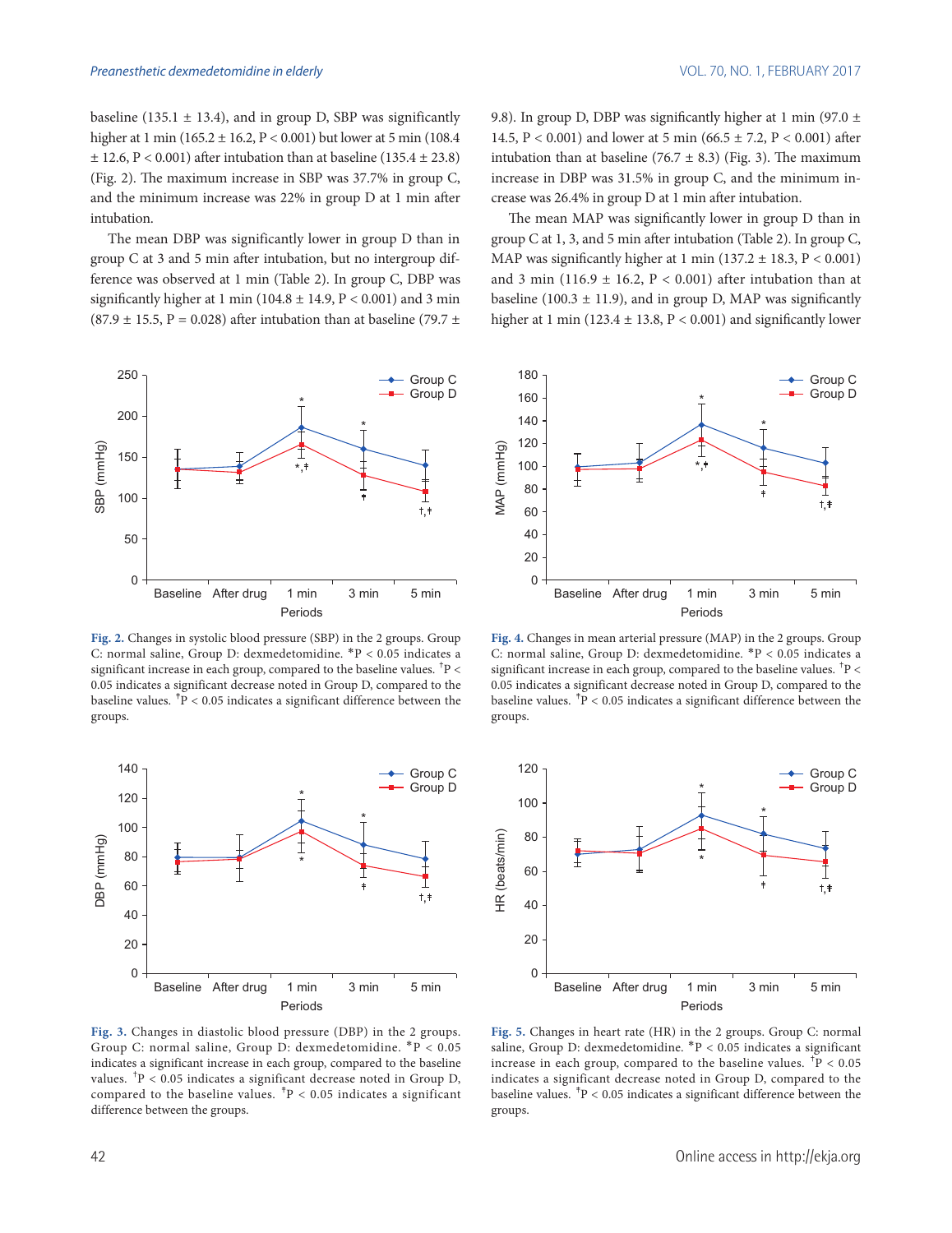baseline (135.1 ± 13.4), and in group D, SBP was significantly higher at 1 min (165.2 ± 16.2, P < 0.001) but lower at 5 min (108.4 ± 12.6, P < 0.001) after intubation than at baseline (135.4 ± 23.8) (Fig. 2). The maximum increase in SBP was 37.7% in group C, and the minimum increase was 22% in group D at 1 min after intubation.

The mean DBP was significantly lower in group D than in group C at 3 and 5 min after intubation, but no intergroup difference was observed at 1 min (Table 2). In group C, DBP was significantly higher at 1 min (104.8 ± 14.9, P < 0.001) and 3 min (87.9 ± 15.5, P = 0.028) after intubation than at baseline (79.7 ± 9.8). In group D, DBP was significantly higher at 1 min (97.0 ± 14.5, P < 0.001) and lower at 5 min (66.5 ± 7.2, P < 0.001) after intubation than at baseline (76.7 ± 8.3) (Fig. 3). The maximum increase in DBP was 31.5% in group C, and the minimum increase was 26.4% in group D at 1 min after intubation.

The mean MAP was significantly lower in group D than in group C at 1, 3, and 5 min after intubation (Table 2). In group C, MAP was significantly higher at 1 min (137.2 ± 18.3, P < 0.001) and 3 min (116.9 ± 16.2, P < 0.001) after intubation than at baseline (100.3 ± 11.9), and in group D, MAP was significantly higher at 1 min (123.4 ± 13.8, P < 0.001) and significantly lower

**Fig. 2.** Changes in systolic blood pressure (SBP) in the 2 groups. Group C: normal saline, Group D: dexmedetomidine. *P < 0.05 indicates a significant increase in each group, compared to the baseline values. †P < 0.05 indicates a significant decrease noted in Group D, compared to the baseline values. ‡P < 0.05 indicates a significant difference between the groups.

**Fig. 4.** Changes in mean arterial pressure (MAP) in the 2 groups. Group C: normal saline, Group D: dexmedetomidine. *P < 0.05 indicates a significant increase in each group, compared to the baseline values. †P < 0.05 indicates a significant decrease noted in Group D, compared to the baseline values. ‡P < 0.05 indicates a significant difference between the groups.

**Fig. 3.** Changes in diastolic blood pressure (DBP) in the 2 groups. Group C: normal saline, Group D: dexmedetomidine. *P < 0.05 indicates a significant increase in each group, compared to the baseline values. †P < 0.05 indicates a significant decrease noted in Group D, compared to the baseline values. ‡P < 0.05 indicates a significant difference between the groups.

**Fig. 5.** Changes in heart rate (HR) in the 2 groups. Group C: normal saline, Group D: dexmedetomidine. *P < 0.05 indicates a significant increase in each group, compared to the baseline values. †P < 0.05 indicates a significant decrease noted in Group D, compared to the baseline values. ‡P < 0.05 indicates a significant difference between the groups.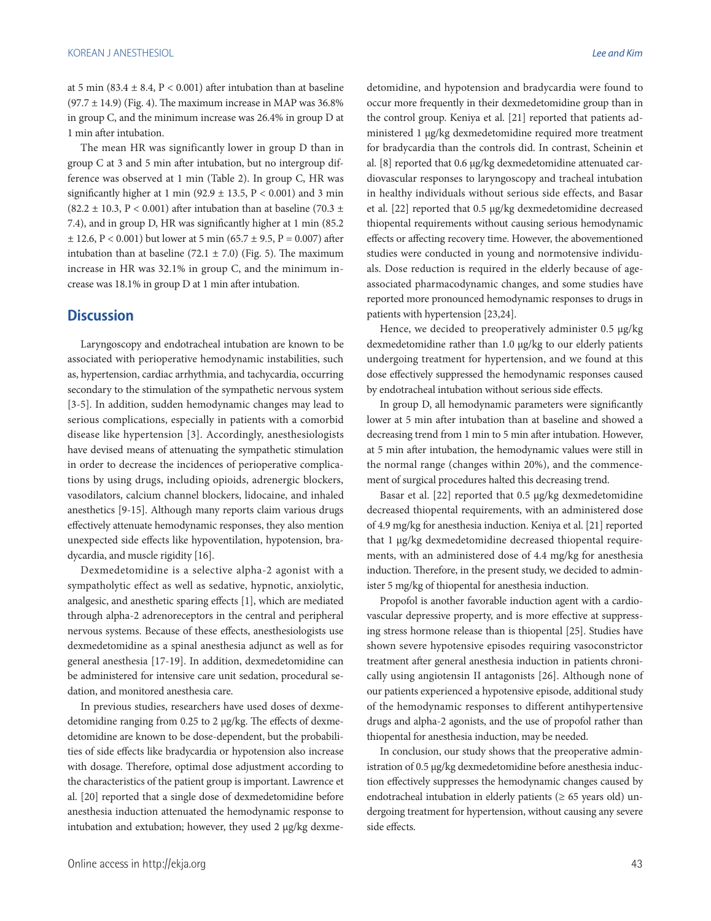at 5 min (83.4 ± 8.4, $P < 0.001$) after intubation than at baseline (97.7 ± 14.9) (Fig. 4). The maximum increase in MAP was 36.8% in group C, and the minimum increase was 26.4% in group D at 1 min after intubation.

The mean HR was significantly lower in group D than in group C at 3 and 5 min after intubation, but no intergroup difference was observed at 1 min (Table 2). In group C, HR was significantly higher at 1 min (92.9 ± 13.5, $P < 0.001$) and 3 min (82.2 ± 10.3, $P < 0.001$) after intubation than at baseline (70.3 ± 7.4), and in group D, HR was significantly higher at 1 min (85.2 ± 12.6, $P < 0.001$) but lower at 5 min (65.7 ± 9.5, $P = 0.007$) after intubation than at baseline (72.1 ± 7.0) (Fig. 5). The maximum increase in HR was 32.1% in group C, and the minimum increase was 18.1% in group D at 1 min after intubation.

## Discussion

Laryngoscopy and endotracheal intubation are known to be associated with perioperative hemodynamic instabilities, such as, hypertension, cardiac arrhythmia, and tachycardia, occurring secondary to the stimulation of the sympathetic nervous system [3-5]. In addition, sudden hemodynamic changes may lead to serious complications, especially in patients with a comorbid disease like hypertension [3]. Accordingly, anesthesiologists have devised means of attenuating the sympathetic stimulation in order to decrease the incidences of perioperative complications by using drugs, including opioids, adrenergic blockers, vasodilators, calcium channel blockers, lidocaine, and inhaled anesthetics [9-15]. Although many reports claim various drugs effectively attenuate hemodynamic responses, they also mention unexpected side effects like hypoventilation, hypotension, bradycardia, and muscle rigidity [16].

Dexmedetomidine is a selective alpha-2 agonist with a sympatholytic effect as well as sedative, hypnotic, anxiolytic, analgesic, and anesthetic sparing effects [1], which are mediated through alpha-2 adrenoreceptors in the central and peripheral nervous systems. Because of these effects, anesthesiologists use dexmedetomidine as a spinal anesthesia adjunct as well as for general anesthesia [17-19]. In addition, dexmedetomidine can be administered for intensive care unit sedation, procedural sedation, and monitored anesthesia care.

In previous studies, researchers have used doses of dexmedetomidine ranging from 0.25 to 2 μg/kg. The effects of dexmedetomidine are known to be dose-dependent, but the probabilities of side effects like bradycardia or hypotension also increase with dosage. Therefore, optimal dose adjustment according to the characteristics of the patient group is important. Lawrence et al. [20] reported that a single dose of dexmedetomidine before anesthesia induction attenuated the hemodynamic response to intubation and extubation; however, they used 2 μg/kg dexmedetomidine, and hypotension and bradycardia were found to occur more frequently in their dexmedetomidine group than in the control group. Keniya et al. [21] reported that patients administered 1 μg/kg dexmedetomidine required more treatment for bradycardia than the controls did. In contrast, Scheinin et al. [8] reported that 0.6 μg/kg dexmedetomidine attenuated cardiovascular responses to laryngoscopy and tracheal intubation in healthy individuals without serious side effects, and Basar et al. [22] reported that 0.5 μg/kg dexmedetomidine decreased thiopental requirements without causing serious hemodynamic effects or affecting recovery time. However, the abovementioned studies were conducted in young and normotensive individuals. Dose reduction is required in the elderly because of age-associated pharmacodynamic changes, and some studies have reported more pronounced hemodynamic responses to drugs in patients with hypertension [23,24].

Hence, we decided to preoperatively administer 0.5 μg/kg dexmedetomidine rather than 1.0 μg/kg to our elderly patients undergoing treatment for hypertension, and we found at this dose effectively suppressed the hemodynamic responses caused by endotracheal intubation without serious side effects.

In group D, all hemodynamic parameters were significantly lower at 5 min after intubation than at baseline and showed a decreasing trend from 1 min to 5 min after intubation. However, at 5 min after intubation, the hemodynamic values were still in the normal range (changes within 20%), and the commencement of surgical procedures halted this decreasing trend.

Basar et al. [22] reported that 0.5 μg/kg dexmedetomidine decreased thiopental requirements, with an administered dose of 4.9 mg/kg for anesthesia induction. Keniya et al. [21] reported that 1 μg/kg dexmedetomidine decreased thiopental requirements, with an administered dose of 4.4 mg/kg for anesthesia induction. Therefore, in the present study, we decided to administer 5 mg/kg of thiopental for anesthesia induction.

Propofol is another favorable induction agent with a cardiovascular depressive property, and is more effective at suppressing stress hormone release than is thiopental [25]. Studies have shown severe hypotensive episodes requiring vasoconstrictor treatment after general anesthesia induction in patients chronically using angiotensin II antagonists [26]. Although none of our patients experienced a hypotensive episode, additional study of the hemodynamic responses to different antihypertensive drugs and alpha-2 agonists, and the use of propofol rather than thiopental for anesthesia induction, may be needed.

In conclusion, our study shows that the preoperative administration of 0.5 μg/kg dexmedetomidine before anesthesia induction effectively suppresses the hemodynamic changes caused by endotracheal intubation in elderly patients (≥ 65 years old) undergoing treatment for hypertension, without causing any severe side effects.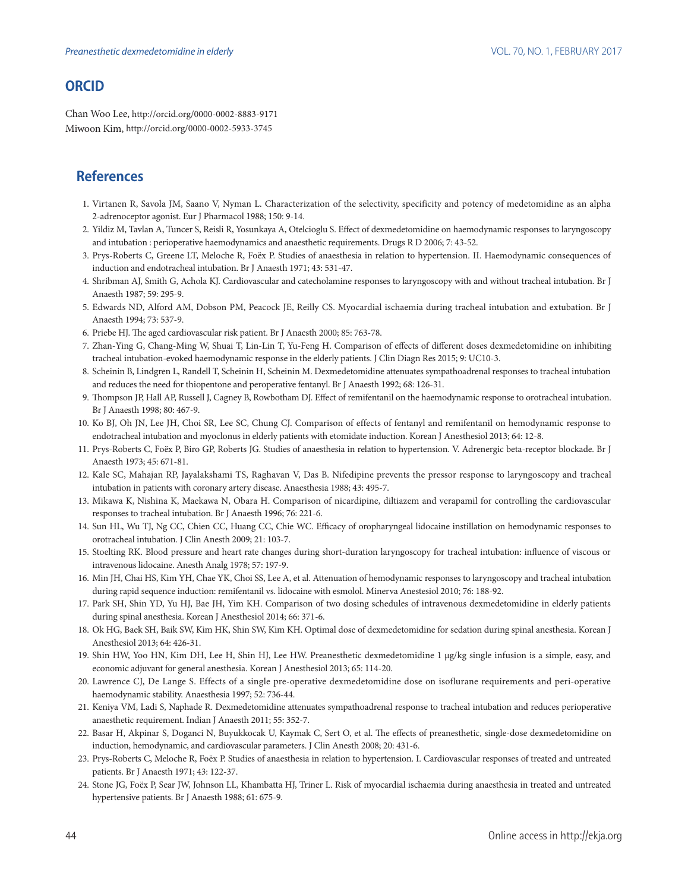## ORCID

Chan Woo Lee, http://orcid.org/0000-0002-8883-9171
Miwoon Kim, http://orcid.org/0000-0002-5933-3745

## References

1. Virtanen R, Savola JM, Saano V, Nyman L. Characterization of the selectivity, specificity and potency of medetomidine as an alpha 2-adrenoceptor agonist. Eur J Pharmacol 1988; 150: 9-14.
2. Yildiz M, Tavlan A, Tuncer S, Reisli R, Yosunkaya A, Otelcioglu S. Effect of dexmedetomidine on haemodynamic responses to laryngoscopy and intubation : perioperative haemodynamics and anaesthetic requirements. Drugs R D 2006; 7: 43-52.
3. Prys-Roberts C, Greene LT, Meloche R, Foëx P. Studies of anaesthesia in relation to hypertension. II. Haemodynamic consequences of induction and endotracheal intubation. Br J Anaesth 1971; 43: 531-47.
4. Shribman AJ, Smith G, Achola KJ. Cardiovascular and catecholamine responses to laryngoscopy with and without tracheal intubation. Br J Anaesth 1987; 59: 295-9.
5. Edwards ND, Alford AM, Dobson PM, Peacock JE, Reilly CS. Myocardial ischaemia during tracheal intubation and extubation. Br J Anaesth 1994; 73: 537-9.
6. Priebe HJ. The aged cardiovascular risk patient. Br J Anaesth 2000; 85: 763-78.
7. Zhan-Ying G, Chang-Ming W, Shuai T, Lin-Lin T, Yu-Feng H. Comparison of effects of different doses dexmedetomidine on inhibiting tracheal intubation-evoked haemodynamic response in the elderly patients. J Clin Diagn Res 2015; 9: UC10-3.
8. Scheinin B, Lindgren L, Randell T, Scheinin H, Scheinin M. Dexmedetomidine attenuates sympathoadrenal responses to tracheal intubation and reduces the need for thiopentone and peroperative fentanyl. Br J Anaesth 1992; 68: 126-31.
9. Thompson JP, Hall AP, Russell J, Cagney B, Rowbotham DJ. Effect of remifentanil on the haemodynamic response to orotracheal intubation. Br J Anaesth 1998; 80: 467-9.
10. Ko BJ, Oh JN, Lee JH, Choi SR, Lee SC, Chung CJ. Comparison of effects of fentanyl and remifentanil on hemodynamic response to endotracheal intubation and myoclonus in elderly patients with etomidate induction. Korean J Anesthesiol 2013; 64: 12-8.
11. Prys-Roberts C, Foëx P, Biro GP, Roberts JG. Studies of anaesthesia in relation to hypertension. V. Adrenergic beta-receptor blockade. Br J Anaesth 1973; 45: 671-81.
12. Kale SC, Mahajan RP, Jayalakshami TS, Raghavan V, Das B. Nifedipine prevents the pressor response to laryngoscopy and tracheal intubation in patients with coronary artery disease. Anaesthesia 1988; 43: 495-7.
13. Mikawa K, Nishina K, Maekawa N, Obara H. Comparison of nicardipine, diltiazem and verapamil for controlling the cardiovascular responses to tracheal intubation. Br J Anaesth 1996; 76: 221-6.
14. Sun HL, Wu TJ, Ng CC, Chien CC, Huang CC, Chie WC. Efficacy of oropharyngeal lidocaine instillation on hemodynamic responses to orotracheal intubation. J Clin Anesth 2009; 21: 103-7.
15. Stoelting RK. Blood pressure and heart rate changes during short-duration laryngoscopy for tracheal intubation: influence of viscous or intravenous lidocaine. Anesth Analg 1978; 57: 197-9.
16. Min JH, Chai HS, Kim YH, Chae YK, Choi SS, Lee A, et al. Attenuation of hemodynamic responses to laryngoscopy and tracheal intubation during rapid sequence induction: remifentanil vs. lidocaine with esmolol. Minerva Anestesiol 2010; 76: 188-92.
17. Park SH, Shin YD, Yu HJ, Bae JH, Yim KH. Comparison of two dosing schedules of intravenous dexmedetomidine in elderly patients during spinal anesthesia. Korean J Anesthesiol 2014; 66: 371-6.
18. Ok HG, Baek SH, Baik SW, Kim HK, Shin SW, Kim KH. Optimal dose of dexmedetomidine for sedation during spinal anesthesia. Korean J Anesthesiol 2013; 64: 426-31.
19. Shin HW, Yoo HN, Kim DH, Lee H, Shin HJ, Lee HW. Preanesthetic dexmedetomidine 1 μg/kg single infusion is a simple, easy, and economic adjuvant for general anesthesia. Korean J Anesthesiol 2013; 65: 114-20.
20. Lawrence CJ, De Lange S. Effects of a single pre-operative dexmedetomidine dose on isoflurane requirements and peri-operative haemodynamic stability. Anaesthesia 1997; 52: 736-44.
21. Keniya VM, Ladi S, Naphade R. Dexmedetomidine attenuates sympathoadrenal response to tracheal intubation and reduces perioperative anaesthetic requirement. Indian J Anaesth 2011; 55: 352-7.
22. Basar H, Akpinar S, Doganci N, Buyukkocak U, Kaymak C, Sert O, et al. The effects of preanesthetic, single-dose dexmedetomidine on induction, hemodynamic, and cardiovascular parameters. J Clin Anesth 2008; 20: 431-6.
23. Prys-Roberts C, Meloche R, Foëx P. Studies of anaesthesia in relation to hypertension. I. Cardiovascular responses of treated and untreated patients. Br J Anaesth 1971; 43: 122-37.
24. Stone JG, Foëx P, Sear JW, Johnson LL, Khambatta HJ, Triner L. Risk of myocardial ischaemia during anaesthesia in treated and untreated hypertensive patients. Br J Anaesth 1988; 61: 675-9.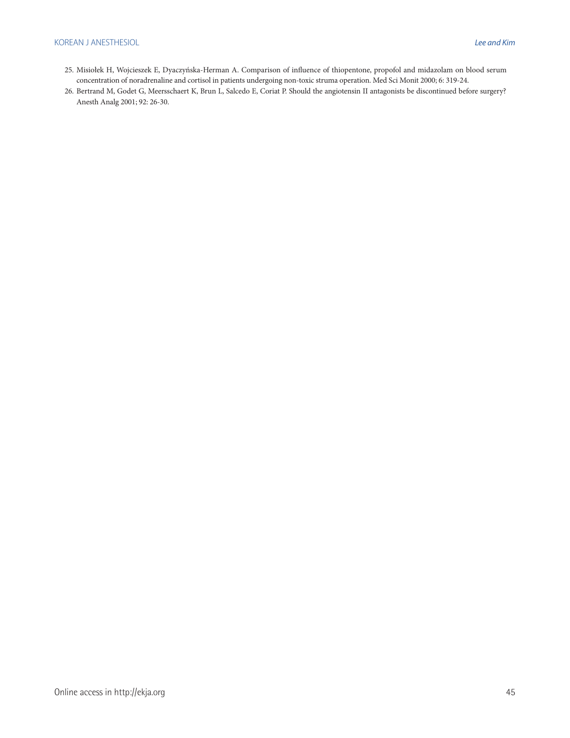25. Misiołek H, Wojcieszek E, Dyaczyńska-Herman A. Comparison of influence of thiopentone, propofol and midazolam on blood serum concentration of noradrenaline and cortisol in patients undergoing non-toxic struma operation. Med Sci Monit 2000; 6: 319-24.
26. Bertrand M, Godet G, Meersschaert K, Brun L, Salcedo E, Coriat P. Should the angiotensin II antagonists be discontinued before surgery? Anesth Analg 2001; 92: 26-30.